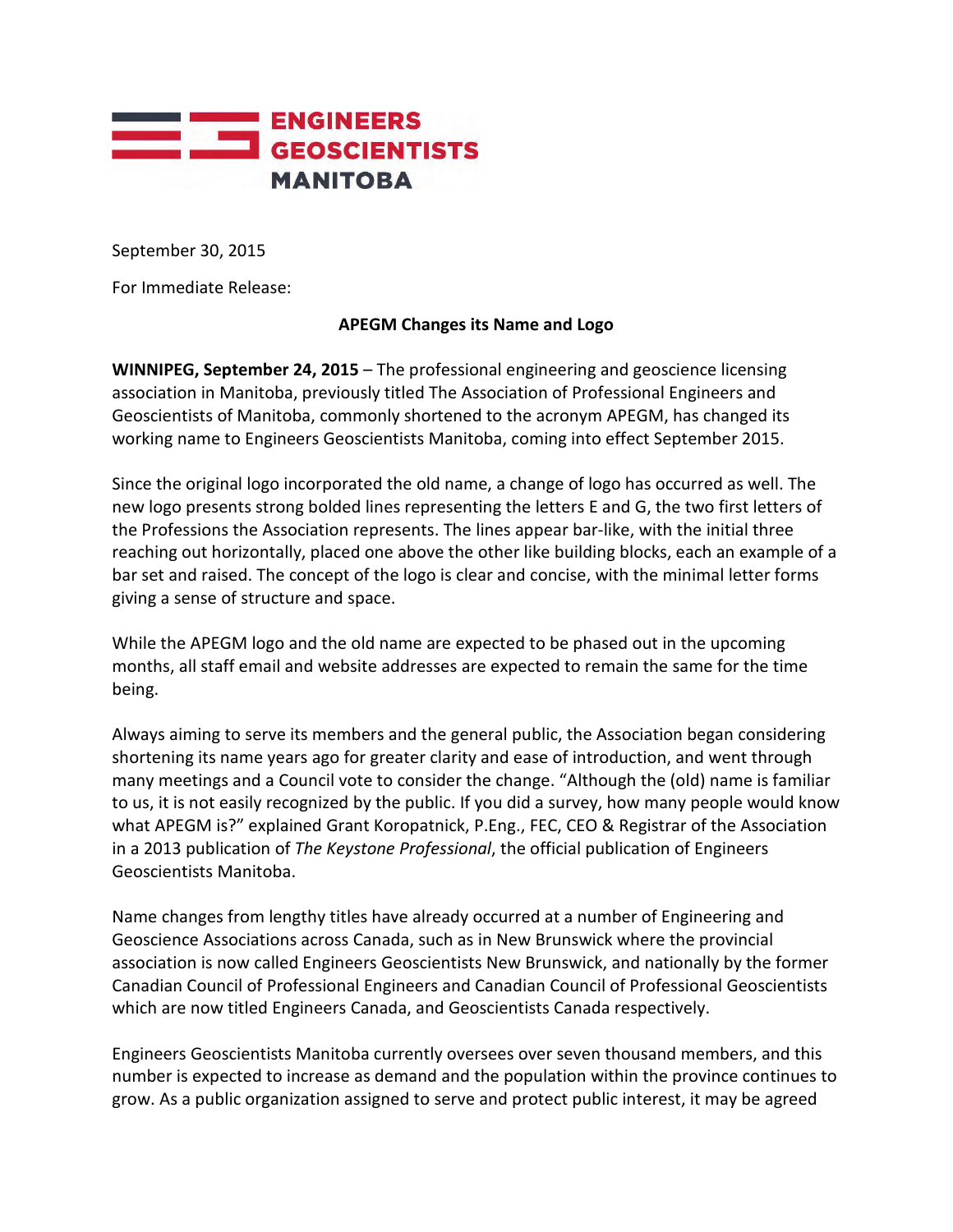ENGINEERS GEOSCIENTISTS MANITOBA

September 30, 2015

For Immediate Release:

**APEGM Changes its Name and Logo**

**WINNIPEG, September 24, 2015** – The professional engineering and geoscience licensing association in Manitoba, previously titled The Association of Professional Engineers and Geoscientists of Manitoba, commonly shortened to the acronym APEGM, has changed its working name to Engineers Geoscientists Manitoba, coming into effect September 2015.

Since the original logo incorporated the old name, a change of logo has occurred as well. The new logo presents strong bolded lines representing the letters E and G, the two first letters of the Professions the Association represents. The lines appear bar-like, with the initial three reaching out horizontally, placed one above the other like building blocks, each an example of a bar set and raised. The concept of the logo is clear and concise, with the minimal letter forms giving a sense of structure and space.

While the APEGM logo and the old name are expected to be phased out in the upcoming months, all staff email and website addresses are expected to remain the same for the time being.

Always aiming to serve its members and the general public, the Association began considering shortening its name years ago for greater clarity and ease of introduction, and went through many meetings and a Council vote to consider the change. "Although the (old) name is familiar to us, it is not easily recognized by the public. If you did a survey, how many people would know what APEGM is?" explained Grant Koropatnick, P.Eng., FEC, CEO & Registrar of the Association in a 2013 publication of *The Keystone Professional*, the official publication of Engineers Geoscientists Manitoba.

Name changes from lengthy titles have already occurred at a number of Engineering and Geoscience Associations across Canada, such as in New Brunswick where the provincial association is now called Engineers Geoscientists New Brunswick, and nationally by the former Canadian Council of Professional Engineers and Canadian Council of Professional Geoscientists which are now titled Engineers Canada, and Geoscientists Canada respectively.

Engineers Geoscientists Manitoba currently oversees over seven thousand members, and this number is expected to increase as demand and the population within the province continues to grow. As a public organization assigned to serve and protect public interest, it may be agreed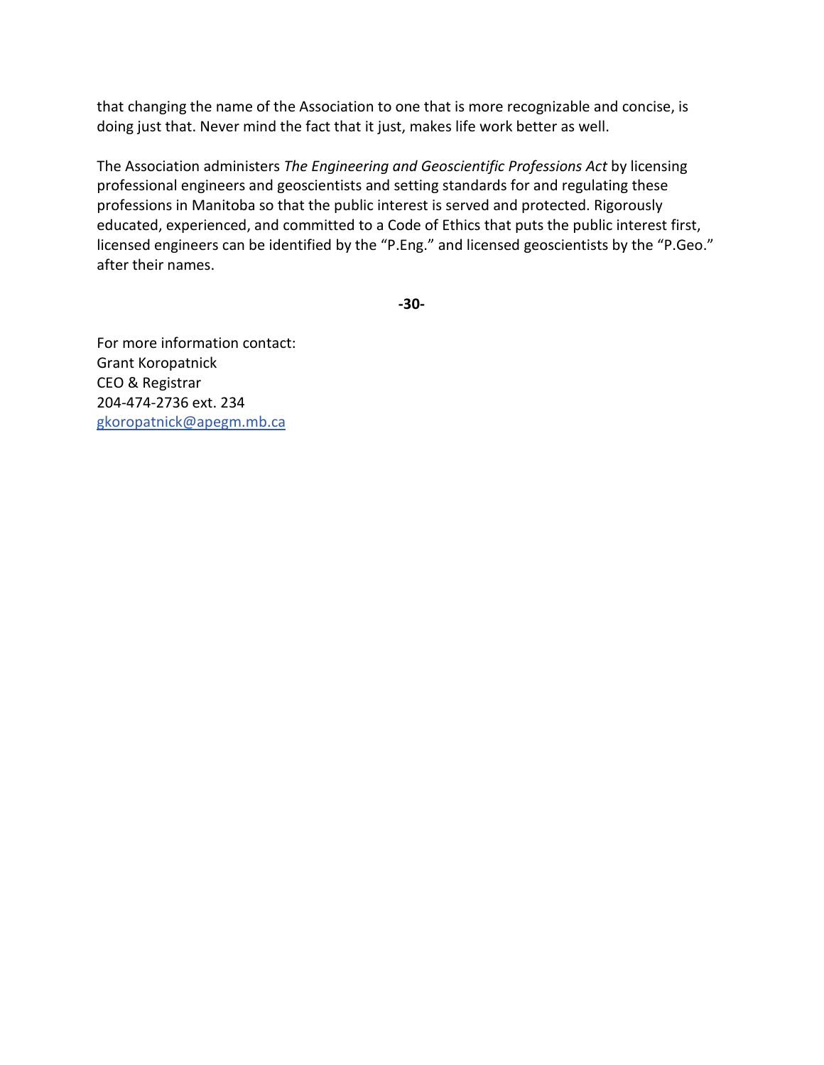that changing the name of the Association to one that is more recognizable and concise, is doing just that. Never mind the fact that it just, makes life work better as well.

The Association administers *The Engineering and Geoscientific Professions Act* by licensing professional engineers and geoscientists and setting standards for and regulating these professions in Manitoba so that the public interest is served and protected. Rigorously educated, experienced, and committed to a Code of Ethics that puts the public interest first, licensed engineers can be identified by the "P.Eng." and licensed geoscientists by the "P.Geo." after their names.

**-30-**

For more information contact:
Grant Koropatnick
CEO & Registrar
204-474-2736 ext. 234
gkoropatnick@apegm.mb.ca